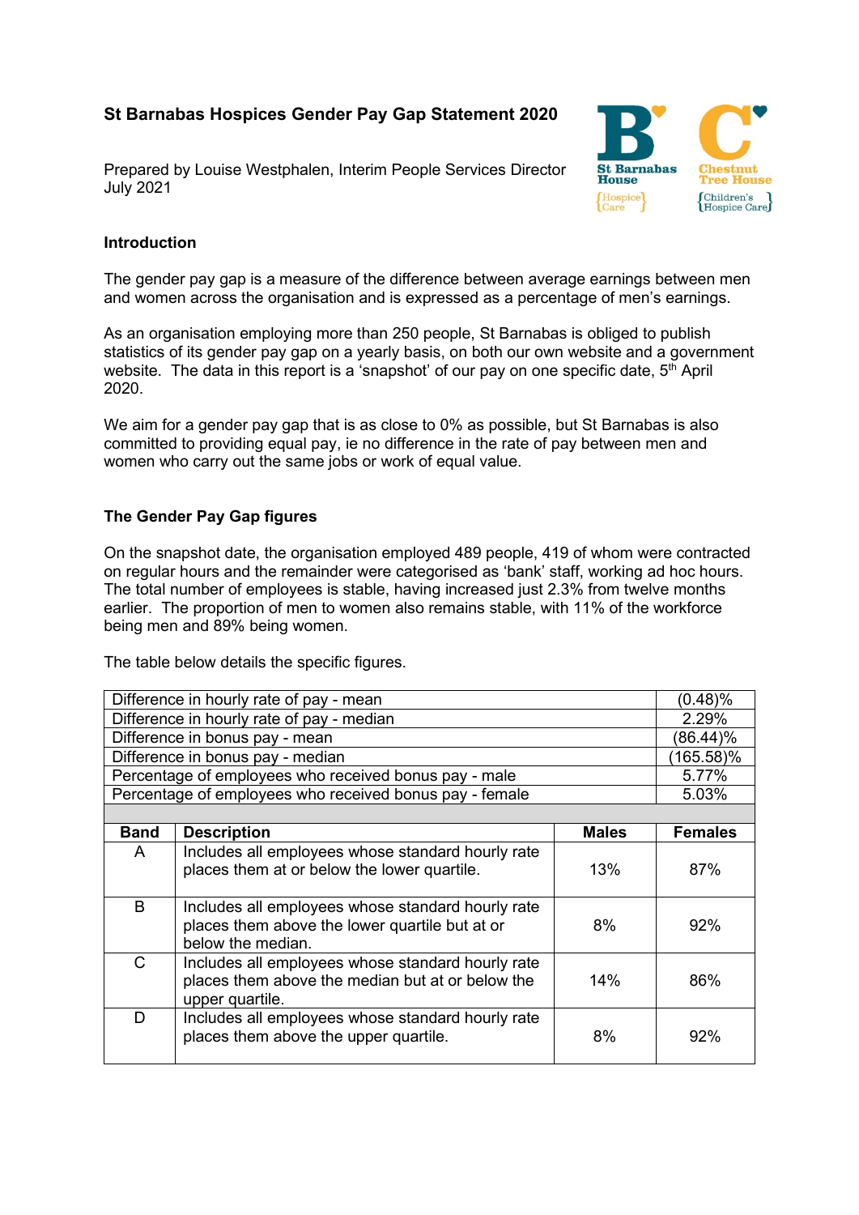# St Barnabas Hospices Gender Pay Gap Statement 2020

Prepared by Louise Westphalen, Interim People Services Director
July 2021

## Introduction

The gender pay gap is a measure of the difference between average earnings between men and women across the organisation and is expressed as a percentage of men's earnings.

As an organisation employing more than 250 people, St Barnabas is obliged to publish statistics of its gender pay gap on a yearly basis, on both our own website and a government website. The data in this report is a 'snapshot' of our pay on one specific date, 5th April 2020.

We aim for a gender pay gap that is as close to 0% as possible, but St Barnabas is also committed to providing equal pay, ie no difference in the rate of pay between men and women who carry out the same jobs or work of equal value.

## The Gender Pay Gap figures

On the snapshot date, the organisation employed 489 people, 419 of whom were contracted on regular hours and the remainder were categorised as 'bank' staff, working ad hoc hours. The total number of employees is stable, having increased just 2.3% from twelve months earlier. The proportion of men to women also remains stable, with 11% of the workforce being men and 89% being women.

The table below details the specific figures.

| | |
|---|---|
| Difference in hourly rate of pay - mean | (0.48)% |
| Difference in hourly rate of pay - median | 2.29% |
| Difference in bonus pay - mean | (86.44)% |
| Difference in bonus pay - median | (165.58)% |
| Percentage of employees who received bonus pay - male | 5.77% |
| Percentage of employees who received bonus pay - female | 5.03% |

| Band | Description | Males | Females |
|---|---|---|---|
| A | Includes all employees whose standard hourly rate places them at or below the lower quartile. | 13% | 87% |
| B | Includes all employees whose standard hourly rate places them above the lower quartile but at or below the median. | 8% | 92% |
| C | Includes all employees whose standard hourly rate places them above the median but at or below the upper quartile. | 14% | 86% |
| D | Includes all employees whose standard hourly rate places them above the upper quartile. | 8% | 92% |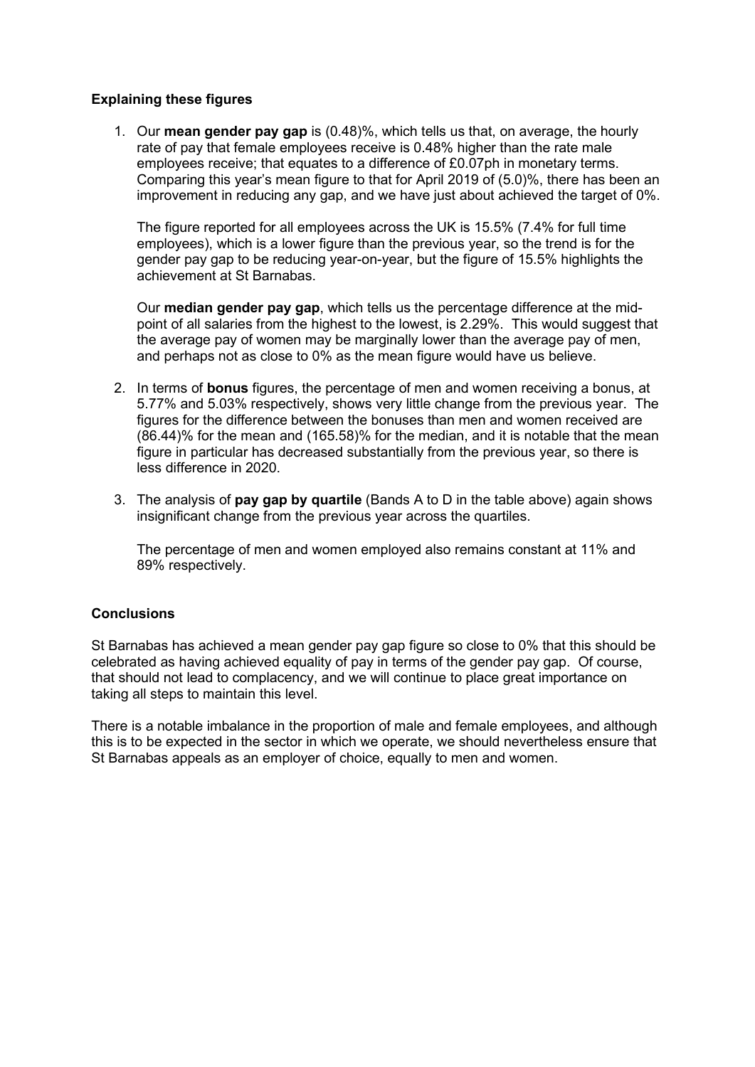**Explaining these figures**

1. Our **mean gender pay gap** is (0.48)%, which tells us that, on average, the hourly rate of pay that female employees receive is 0.48% higher than the rate male employees receive; that equates to a difference of £0.07ph in monetary terms. Comparing this year's mean figure to that for April 2019 of (5.0)%, there has been an improvement in reducing any gap, and we have just about achieved the target of 0%.

   The figure reported for all employees across the UK is 15.5% (7.4% for full time employees), which is a lower figure than the previous year, so the trend is for the gender pay gap to be reducing year-on-year, but the figure of 15.5% highlights the achievement at St Barnabas.

   Our **median gender pay gap**, which tells us the percentage difference at the mid-point of all salaries from the highest to the lowest, is 2.29%. This would suggest that the average pay of women may be marginally lower than the average pay of men, and perhaps not as close to 0% as the mean figure would have us believe.

2. In terms of **bonus** figures, the percentage of men and women receiving a bonus, at 5.77% and 5.03% respectively, shows very little change from the previous year. The figures for the difference between the bonuses than men and women received are (86.44)% for the mean and (165.58)% for the median, and it is notable that the mean figure in particular has decreased substantially from the previous year, so there is less difference in 2020.

3. The analysis of **pay gap by quartile** (Bands A to D in the table above) again shows insignificant change from the previous year across the quartiles.

   The percentage of men and women employed also remains constant at 11% and 89% respectively.

**Conclusions**

St Barnabas has achieved a mean gender pay gap figure so close to 0% that this should be celebrated as having achieved equality of pay in terms of the gender pay gap. Of course, that should not lead to complacency, and we will continue to place great importance on taking all steps to maintain this level.

There is a notable imbalance in the proportion of male and female employees, and although this is to be expected in the sector in which we operate, we should nevertheless ensure that St Barnabas appeals as an employer of choice, equally to men and women.